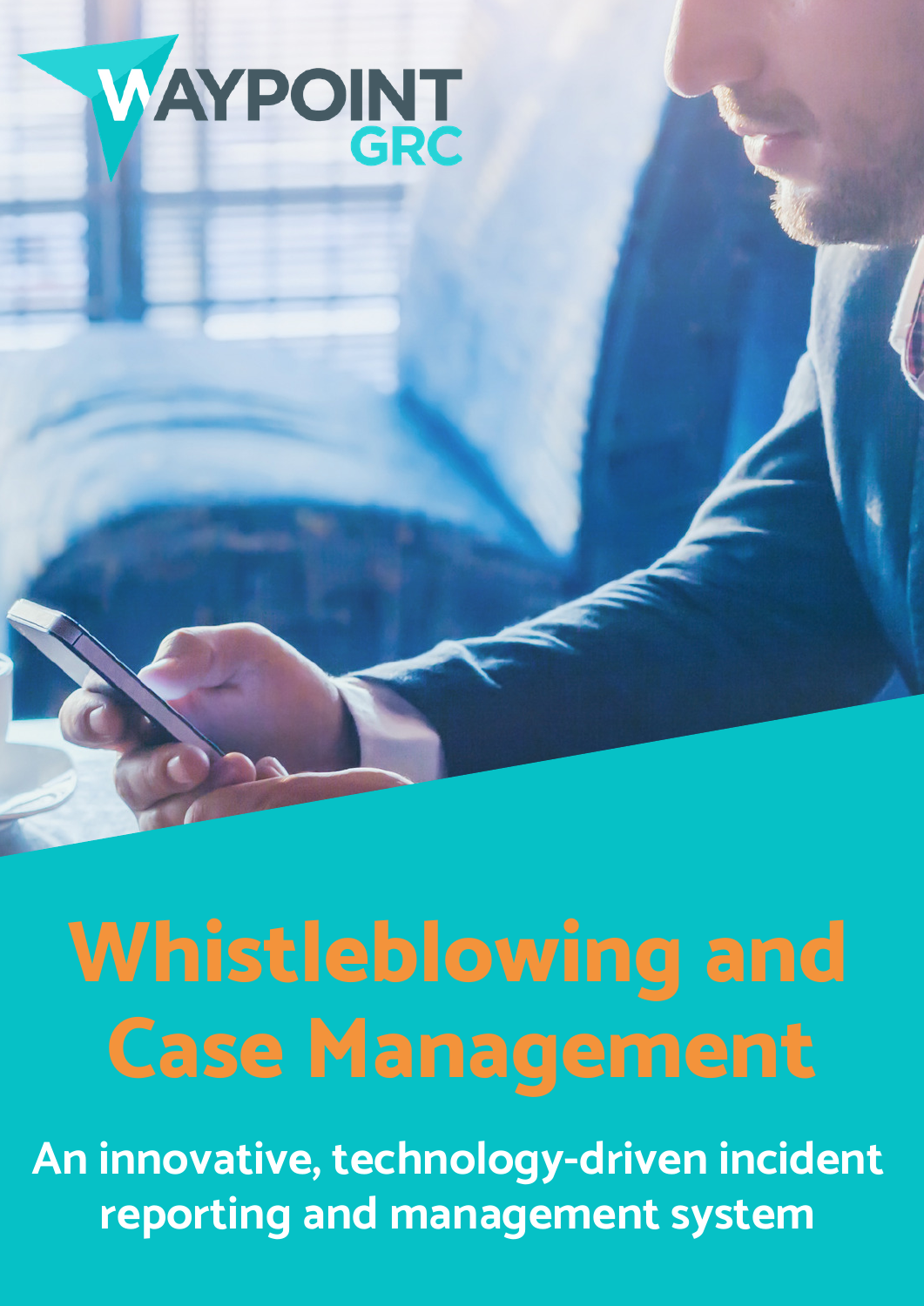WAYPOINT GRC

# Whistleblowing and Case Management

## An innovative, technology-driven incident reporting and management system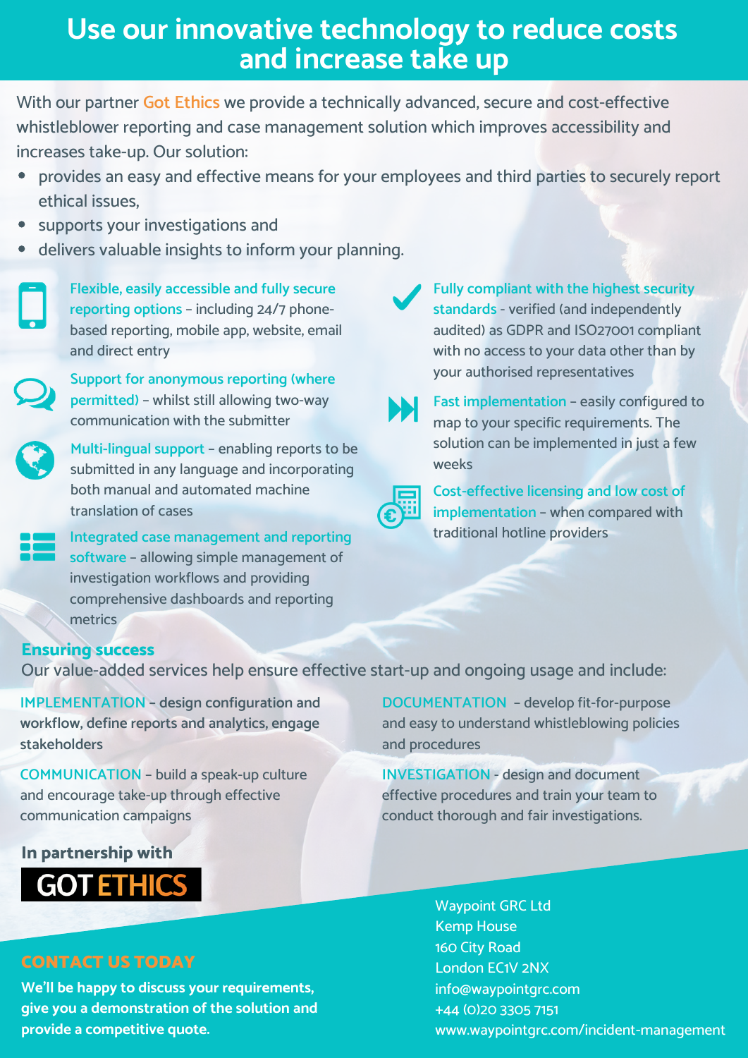# Use our innovative technology to reduce costs and increase take up

With our partner Got Ethics we provide a technically advanced, secure and cost-effective whistleblower reporting and case management solution which improves accessibility and increases take-up. Our solution:

- provides an easy and effective means for your employees and third parties to securely report ethical issues,
- supports your investigations and
- delivers valuable insights to inform your planning.

**Flexible, easily accessible and fully secure reporting options** – including 24/7 phone-based reporting, mobile app, website, email and direct entry

**Support for anonymous reporting (where permitted)** – whilst still allowing two-way communication with the submitter

**Multi-lingual support** – enabling reports to be submitted in any language and incorporating both manual and automated machine translation of cases

**Integrated case management and reporting software** – allowing simple management of investigation workflows and providing comprehensive dashboards and reporting metrics

**Fully compliant with the highest security standards** - verified (and independently audited) as GDPR and ISO27001 compliant with no access to your data other than by your authorised representatives

**Fast implementation** – easily configured to map to your specific requirements. The solution can be implemented in just a few weeks

**Cost-effective licensing and low cost of implementation** – when compared with traditional hotline providers

## Ensuring success

Our value-added services help ensure effective start-up and ongoing usage and include:

**IMPLEMENTATION** - design configuration and workflow, define reports and analytics, engage stakeholders

**COMMUNICATION** - build a speak-up culture and encourage take-up through effective communication campaigns

**DOCUMENTATION** – develop fit-for-purpose and easy to understand whistleblowing policies and procedures

**INVESTIGATION** - design and document effective procedures and train your team to conduct thorough and fair investigations.

**In partnership with**

GOT ETHICS

**CONTACT US TODAY**

**We'll be happy to discuss your requirements, give you a demonstration of the solution and provide a competitive quote.**

Waypoint GRC Ltd
Kemp House
160 City Road
London EC1V 2NX
info@waypointgrc.com
+44 (0)20 3305 7151
www.waypointgrc.com/incident-management